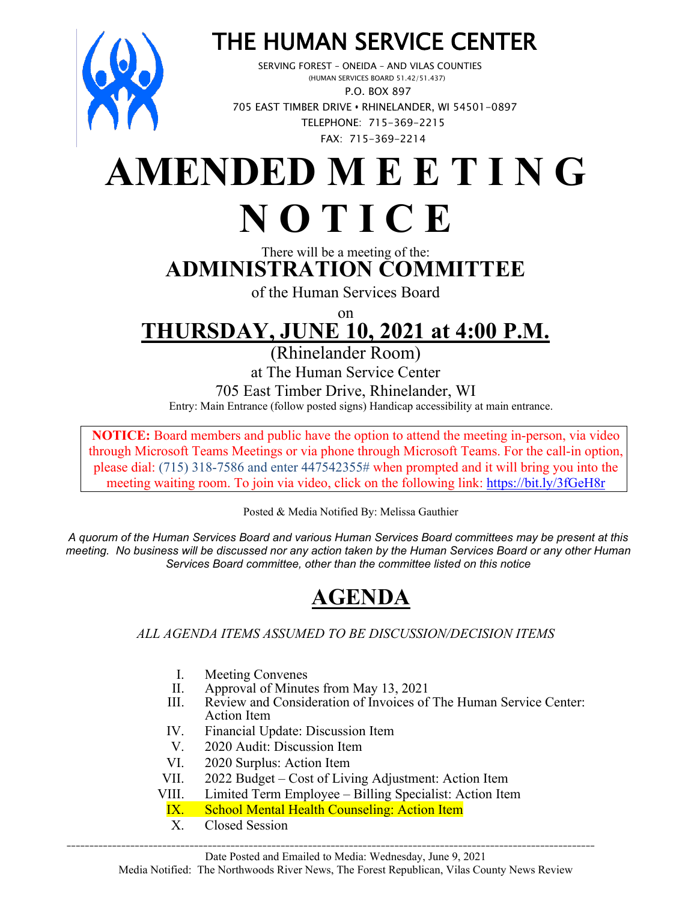# THE HUMAN SERVICE CENTER

SERVING FOREST – ONEIDA – AND VILAS COUNTIES
(HUMAN SERVICES BOARD 51.42/51.437)
P.O. BOX 897
705 EAST TIMBER DRIVE • RHINELANDER, WI 54501-0897
TELEPHONE: 715-369-2215
FAX: 715-369-2214

# AMENDED M E E T I N G N O T I C E

There will be a meeting of the:

## ADMINISTRATION COMMITTEE

of the Human Services Board

on

## THURSDAY, JUNE 10, 2021 at 4:00 P.M.

(Rhinelander Room)
at The Human Service Center
705 East Timber Drive, Rhinelander, WI
Entry: Main Entrance (follow posted signs) Handicap accessibility at main entrance.

**NOTICE:** Board members and public have the option to attend the meeting in-person, via video through Microsoft Teams Meetings or via phone through Microsoft Teams. For the call-in option, please dial: (715) 318-7586 and enter 447542355# when prompted and it will bring you into the meeting waiting room. To join via video, click on the following link: https://bit.ly/3fGeH8r

Posted & Media Notified By: Melissa Gauthier

*A quorum of the Human Services Board and various Human Services Board committees may be present at this meeting. No business will be discussed nor any action taken by the Human Services Board or any other Human Services Board committee, other than the committee listed on this notice*

## AGENDA

*ALL AGENDA ITEMS ASSUMED TO BE DISCUSSION/DECISION ITEMS*

I. Meeting Convenes
II. Approval of Minutes from May 13, 2021
III. Review and Consideration of Invoices of The Human Service Center: Action Item
IV. Financial Update: Discussion Item
V. 2020 Audit: Discussion Item
VI. 2020 Surplus: Action Item
VII. 2022 Budget – Cost of Living Adjustment: Action Item
VIII. Limited Term Employee – Billing Specialist: Action Item
IX. School Mental Health Counseling: Action Item
X. Closed Session

---

Date Posted and Emailed to Media: Wednesday, June 9, 2021
Media Notified: The Northwoods River News, The Forest Republican, Vilas County News Review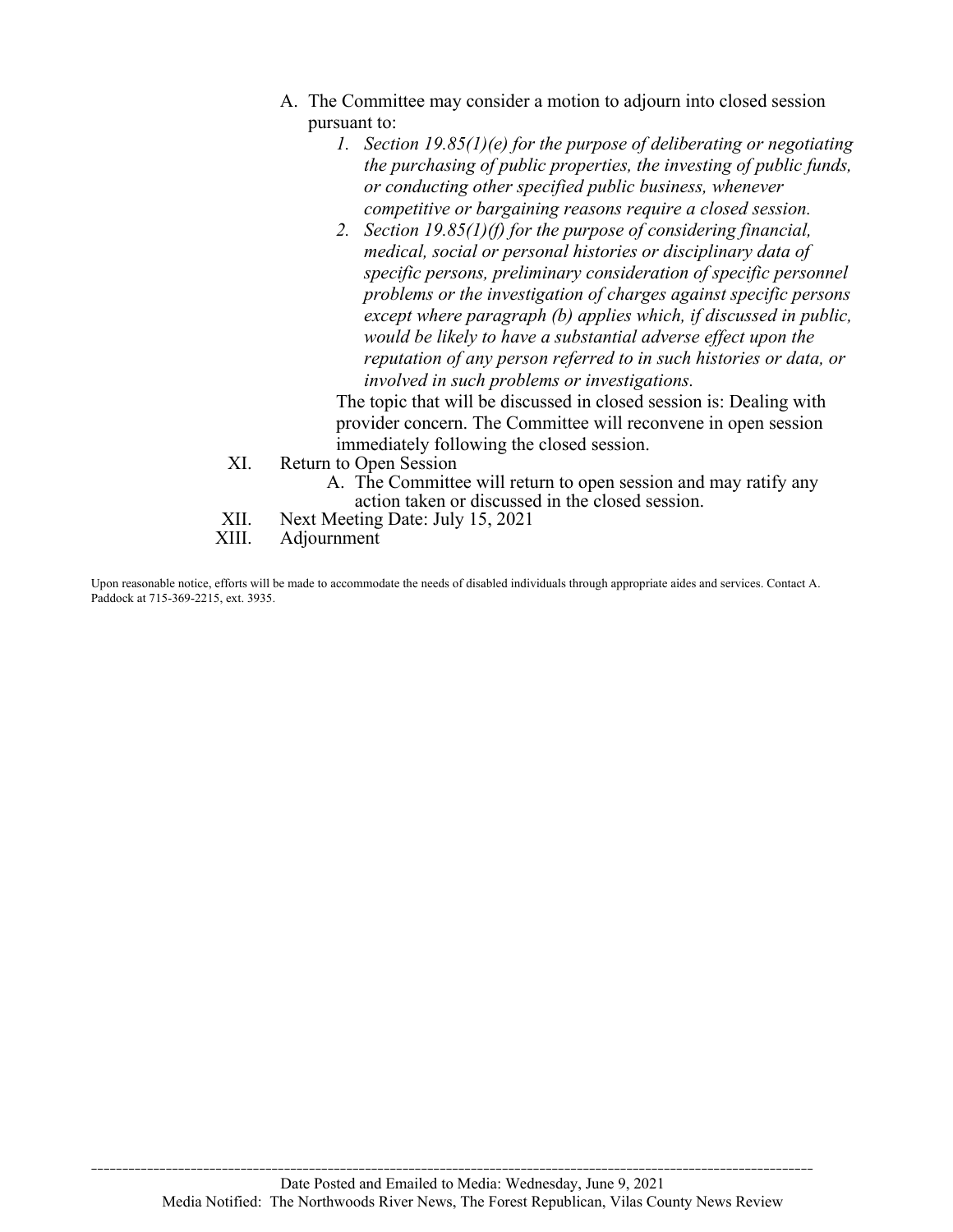A. The Committee may consider a motion to adjourn into closed session pursuant to:
   1. *Section 19.85(1)(e) for the purpose of deliberating or negotiating the purchasing of public properties, the investing of public funds, or conducting other specified public business, whenever competitive or bargaining reasons require a closed session.*
   2. *Section 19.85(1)(f) for the purpose of considering financial, medical, social or personal histories or disciplinary data of specific persons, preliminary consideration of specific personnel problems or the investigation of charges against specific persons except where paragraph (b) applies which, if discussed in public, would be likely to have a substantial adverse effect upon the reputation of any person referred to in such histories or data, or involved in such problems or investigations.*

   The topic that will be discussed in closed session is: Dealing with provider concern. The Committee will reconvene in open session immediately following the closed session.

XI. Return to Open Session
   A. The Committee will return to open session and may ratify any action taken or discussed in the closed session.

XII. Next Meeting Date: July 15, 2021

XIII. Adjournment

Upon reasonable notice, efforts will be made to accommodate the needs of disabled individuals through appropriate aides and services. Contact A. Paddock at 715-369-2215, ext. 3935.

---

Date Posted and Emailed to Media: Wednesday, June 9, 2021

Media Notified: The Northwoods River News, The Forest Republican, Vilas County News Review